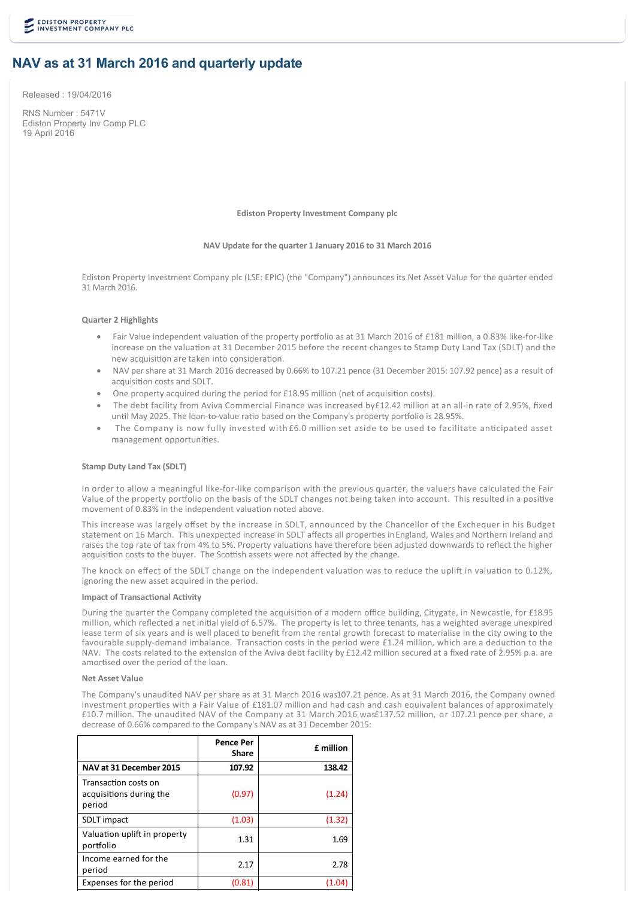# NAV as at 31 March 2016 and quarterly update

Released : 19/04/2016

RNS Number : 5471V
Ediston Property Inv Comp PLC
19 April 2016

**Ediston Property Investment Company plc**

**NAV Update for the quarter 1 January 2016 to 31 March 2016**

Ediston Property Investment Company plc (LSE: EPIC) (the "Company") announces its Net Asset Value for the quarter ended 31 March 2016.

**Quarter 2 Highlights**

- Fair Value independent valuation of the property portfolio as at 31 March 2016 of £181 million, a 0.83% like-for-like increase on the valuation at 31 December 2015 before the recent changes to Stamp Duty Land Tax (SDLT) and the new acquisition are taken into consideration.
- NAV per share at 31 March 2016 decreased by 0.66% to 107.21 pence (31 December 2015: 107.92 pence) as a result of acquisition costs and SDLT.
- One property acquired during the period for £18.95 million (net of acquisition costs).
- The debt facility from Aviva Commercial Finance was increased by£12.42 million at an all-in rate of 2.95%, fixed until May 2025. The loan-to-value ratio based on the Company's property portfolio is 28.95%.
- The Company is now fully invested with£6.0 million set aside to be used to facilitate anticipated asset management opportunities.

**Stamp Duty Land Tax (SDLT)**

In order to allow a meaningful like-for-like comparison with the previous quarter, the valuers have calculated the Fair Value of the property portfolio on the basis of the SDLT changes not being taken into account. This resulted in a positive movement of 0.83% in the independent valuation noted above.

This increase was largely offset by the increase in SDLT, announced by the Chancellor of the Exchequer in his Budget statement on 16 March. This unexpected increase in SDLT affects all properties in England, Wales and Northern Ireland and raises the top rate of tax from 4% to 5%. Property valuations have therefore been adjusted downwards to reflect the higher acquisition costs to the buyer. The Scottish assets were not affected by the change.

The knock on effect of the SDLT change on the independent valuation was to reduce the uplift in valuation to 0.12%, ignoring the new asset acquired in the period.

**Impact of Transactional Activity**

During the quarter the Company completed the acquisition of a modern office building, Citygate, in Newcastle, for £18.95 million, which reflected a net initial yield of 6.57%. The property is let to three tenants, has a weighted average unexpired lease term of six years and is well placed to benefit from the rental growth forecast to materialise in the city owing to the favourable supply-demand imbalance. Transaction costs in the period were £1.24 million, which are a deduction to the NAV. The costs related to the extension of the Aviva debt facility by £12.42 million secured at a fixed rate of 2.95% p.a. are amortised over the period of the loan.

**Net Asset Value**

The Company's unaudited NAV per share as at 31 March 2016 was107.21 pence. As at 31 March 2016, the Company owned investment properties with a Fair Value of £181.07 million and had cash and cash equivalent balances of approximately £10.7 million. The unaudited NAV of the Company at 31 March 2016 was£137.52 million, or 107.21 pence per share, a decrease of 0.66% compared to the Company's NAV as at 31 December 2015:

| | Pence Per Share | £ million |
|---|---|---|
| **NAV at 31 December 2015** | **107.92** | **138.42** |
| Transaction costs on acquisitions during the period | (0.97) | (1.24) |
| SDLT impact | (1.03) | (1.32) |
| Valuation uplift in property portfolio | 1.31 | 1.69 |
| Income earned for the period | 2.17 | 2.78 |
| Expenses for the period | (0.81) | (1.04) |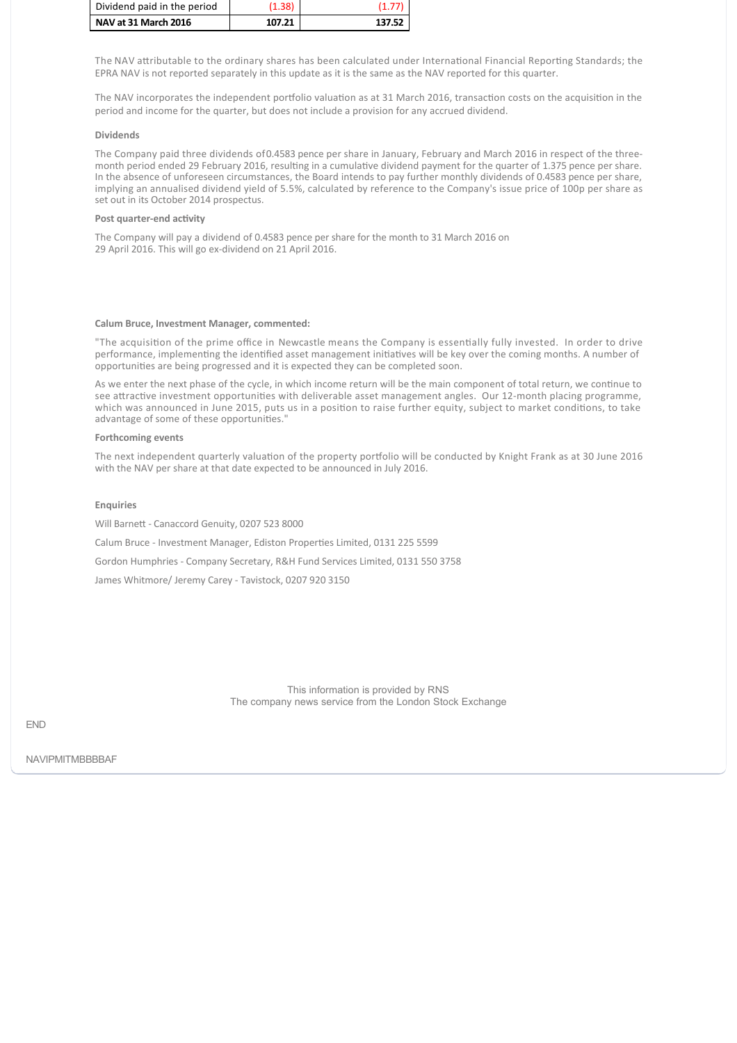| | | |
|---|---|---|
| Dividend paid in the period | (1.38) | (1.77) |
| **NAV at 31 March 2016** | **107.21** | **137.52** |

The NAV attributable to the ordinary shares has been calculated under International Financial Reporting Standards; the EPRA NAV is not reported separately in this update as it is the same as the NAV reported for this quarter.

The NAV incorporates the independent portfolio valuation as at 31 March 2016, transaction costs on the acquisition in the period and income for the quarter, but does not include a provision for any accrued dividend.

**Dividends**

The Company paid three dividends of0.4583 pence per share in January, February and March 2016 in respect of the three-month period ended 29 February 2016, resulting in a cumulative dividend payment for the quarter of 1.375 pence per share. In the absence of unforeseen circumstances, the Board intends to pay further monthly dividends of 0.4583 pence per share, implying an annualised dividend yield of 5.5%, calculated by reference to the Company's issue price of 100p per share as set out in its October 2014 prospectus.

**Post quarter-end activity**

The Company will pay a dividend of 0.4583 pence per share for the month to 31 March 2016 on 29 April 2016. This will go ex-dividend on 21 April 2016.

**Calum Bruce, Investment Manager, commented:**

"The acquisition of the prime office in Newcastle means the Company is essentially fully invested. In order to drive performance, implementing the identified asset management initiatives will be key over the coming months. A number of opportunities are being progressed and it is expected they can be completed soon.

As we enter the next phase of the cycle, in which income return will be the main component of total return, we continue to see attractive investment opportunities with deliverable asset management angles. Our 12-month placing programme, which was announced in June 2015, puts us in a position to raise further equity, subject to market conditions, to take advantage of some of these opportunities."

**Forthcoming events**

The next independent quarterly valuation of the property portfolio will be conducted by Knight Frank as at 30 June 2016 with the NAV per share at that date expected to be announced in July 2016.

**Enquiries**

Will Barnett - Canaccord Genuity, 0207 523 8000

Calum Bruce - Investment Manager, Ediston Properties Limited, 0131 225 5599

Gordon Humphries - Company Secretary, R&H Fund Services Limited, 0131 550 3758

James Whitmore/ Jeremy Carey - Tavistock, 0207 920 3150

This information is provided by RNS
The company news service from the London Stock Exchange

END

NAVIPMITMBBBBAF